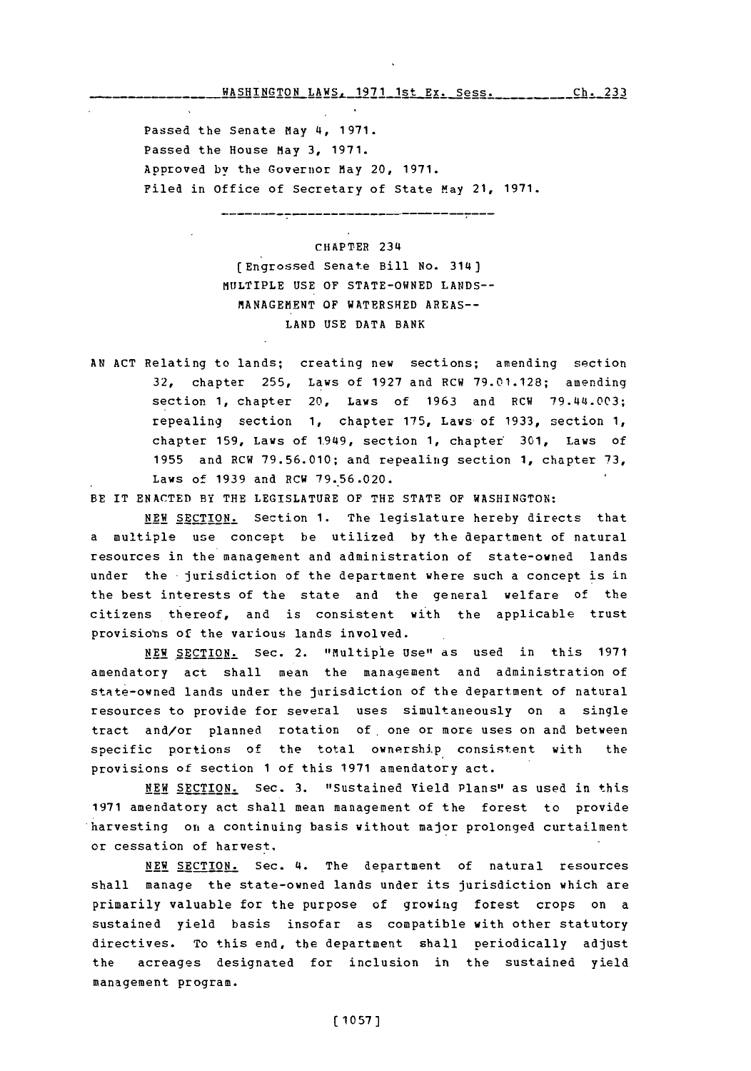Passed the Senate May 4, 1971.
Passed the House May 3, 1971.
Approved by the Governor May 20, 1971.
Filed in Office of Secretary of State May 21, 1971.

---

CHAPTER 234

[Engrossed Senate Bill No. 314]

MULTIPLE USE OF STATE-OWNED LANDS--
MANAGEMENT OF WATERSHED AREAS--
LAND USE DATA BANK

AN ACT Relating to lands; creating new sections; amending section 32, chapter 255, Laws of 1927 and RCW 79.01.128; amending section 1, chapter 20, Laws of 1963 and RCW 79.44.003; repealing section 1, chapter 175, Laws of 1933, section 1, chapter 159, Laws of 1949, section 1, chapter 301, Laws of 1955 and RCW 79.56.010; and repealing section 1, chapter 73, Laws of 1939 and RCW 79.56.020.

BE IT ENACTED BY THE LEGISLATURE OF THE STATE OF WASHINGTON:

NEW SECTION. Section 1. The legislature hereby directs that a multiple use concept be utilized by the department of natural resources in the management and administration of state-owned lands under the jurisdiction of the department where such a concept is in the best interests of the state and the general welfare of the citizens thereof, and is consistent with the applicable trust provisions of the various lands involved.

NEW SECTION. Sec. 2. "Multiple Use" as used in this 1971 amendatory act shall mean the management and administration of state-owned lands under the jurisdiction of the department of natural resources to provide for several uses simultaneously on a single tract and/or planned rotation of one or more uses on and between specific portions of the total ownership consistent with the provisions of section 1 of this 1971 amendatory act.

NEW SECTION. Sec. 3. "Sustained Yield Plans" as used in this 1971 amendatory act shall mean management of the forest to provide harvesting on a continuing basis without major prolonged curtailment or cessation of harvest.

NEW SECTION. Sec. 4. The department of natural resources shall manage the state-owned lands under its jurisdiction which are primarily valuable for the purpose of growing forest crops on a sustained yield basis insofar as compatible with other statutory directives. To this end, the department shall periodically adjust the acreages designated for inclusion in the sustained yield management program.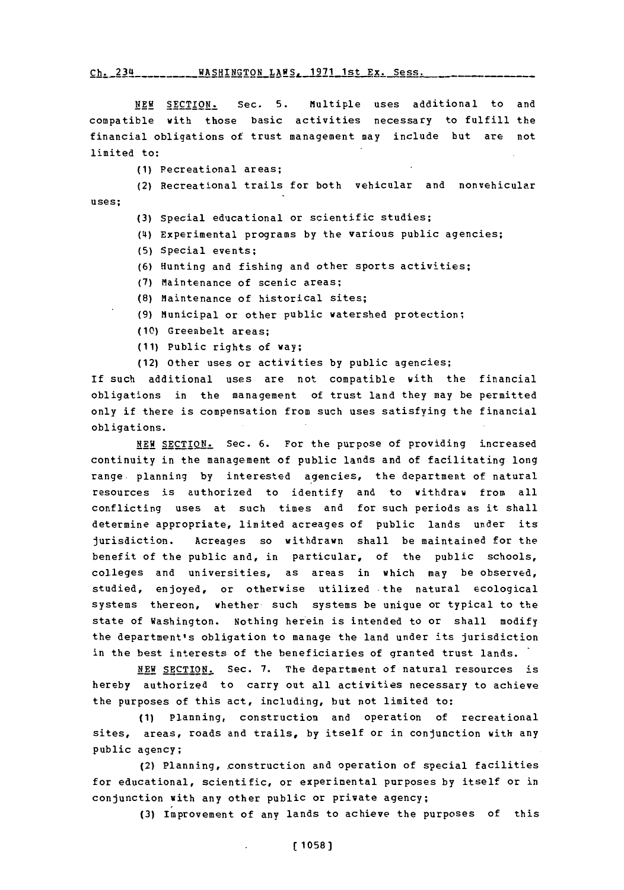NEW SECTION. Sec. 5. Multiple uses additional to and compatible with those basic activities necessary to fulfill the financial obligations of trust management may include but are not limited to:

(1) Pecreational areas;

(2) Recreational trails for both vehicular and nonvehicular uses;

(3) Special educational or scientific studies;

(4) Experimental programs by the various public agencies;

(5) Special events;

(6) Hunting and fishing and other sports activities;

(7) Maintenance of scenic areas;

(8) Maintenance of historical sites;

(9) Municipal or other public watershed protection;

(10) Greenbelt areas;

(11) Public rights of way;

(12) Other uses or activities by public agencies;

If such additional uses are not compatible with the financial obligations in the management of trust land they may be permitted only if there is compensation from such uses satisfying the financial obligations.

NEW SECTION. Sec. 6. For the purpose of providing increased continuity in the management of public lands and of facilitating long range planning by interested agencies, the department of natural resources is authorized to identify and to withdraw from all conflicting uses at such times and for such periods as it shall determine appropriate, limited acreages of public lands under its jurisdiction. Acreages so withdrawn shall be maintained for the benefit of the public and, in particular, of the public schools, colleges and universities, as areas in which may be observed, studied, enjoyed, or otherwise utilized the natural ecological systems thereon, whether such systems be unique or typical to the state of Washington. Nothing herein is intended to or shall modify the department's obligation to manage the land under its jurisdiction in the best interests of the beneficiaries of granted trust lands.

NEW SECTION. Sec. 7. The department of natural resources is hereby authorized to carry out all activities necessary to achieve the purposes of this act, including, but not limited to:

(1) Planning, construction and operation of recreational sites, areas, roads and trails, by itself or in conjunction with any public agency;

(2) Planning, construction and operation of special facilities for educational, scientific, or experimental purposes by itself or in conjunction with any other public or private agency;

(3) Improvement of any lands to achieve the purposes of this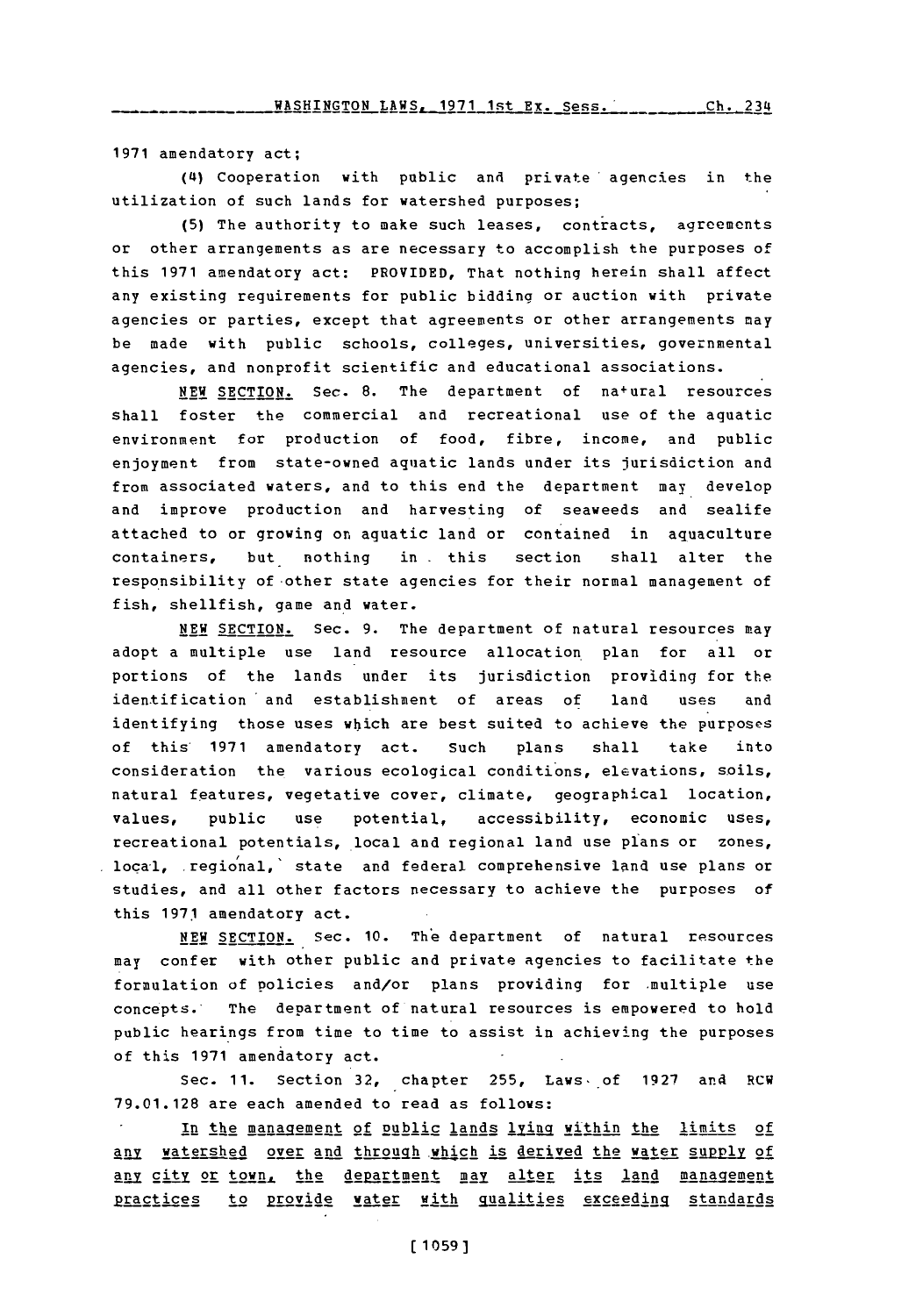1971 amendatory act;

(4) Cooperation with public and private agencies in the utilization of such lands for watershed purposes;

(5) The authority to make such leases, contracts, agreements or other arrangements as are necessary to accomplish the purposes of this 1971 amendatory act: PROVIDED, That nothing herein shall affect any existing requirements for public bidding or auction with private agencies or parties, except that agreements or other arrangements may be made with public schools, colleges, universities, governmental agencies, and nonprofit scientific and educational associations.

NEW SECTION. Sec. 8. The department of natural resources shall foster the commercial and recreational use of the aquatic environment for production of food, fibre, income, and public enjoyment from state-owned aquatic lands under its jurisdiction and from associated waters, and to this end the department may develop and improve production and harvesting of seaweeds and sealife attached to or growing on aquatic land or contained in aquaculture containers, but nothing in this section shall alter the responsibility of other state agencies for their normal management of fish, shellfish, game and water.

NEW SECTION. Sec. 9. The department of natural resources may adopt a multiple use land resource allocation plan for all or portions of the lands under its jurisdiction providing for the identification and establishment of areas of land uses and identifying those uses which are best suited to achieve the purposes of this 1971 amendatory act. Such plans shall take into consideration the various ecological conditions, elevations, soils, natural features, vegetative cover, climate, geographical location, values, public use potential, accessibility, economic uses, recreational potentials, local and regional land use plans or zones, local, regional, state and federal comprehensive land use plans or studies, and all other factors necessary to achieve the purposes of this 1971 amendatory act.

NEW SECTION. Sec. 10. The department of natural resources may confer with other public and private agencies to facilitate the formulation of policies and/or plans providing for multiple use concepts. The department of natural resources is empowered to hold public hearings from time to time to assist in achieving the purposes of this 1971 amendatory act.

Sec. 11. Section 32, chapter 255, Laws of 1927 and RCW 79.01.128 are each amended to read as follows:

In the management of public lands lying within the limits of any watershed over and through which is derived the water supply of any city or town, the department may alter its land management practices to provide water with qualities exceeding standards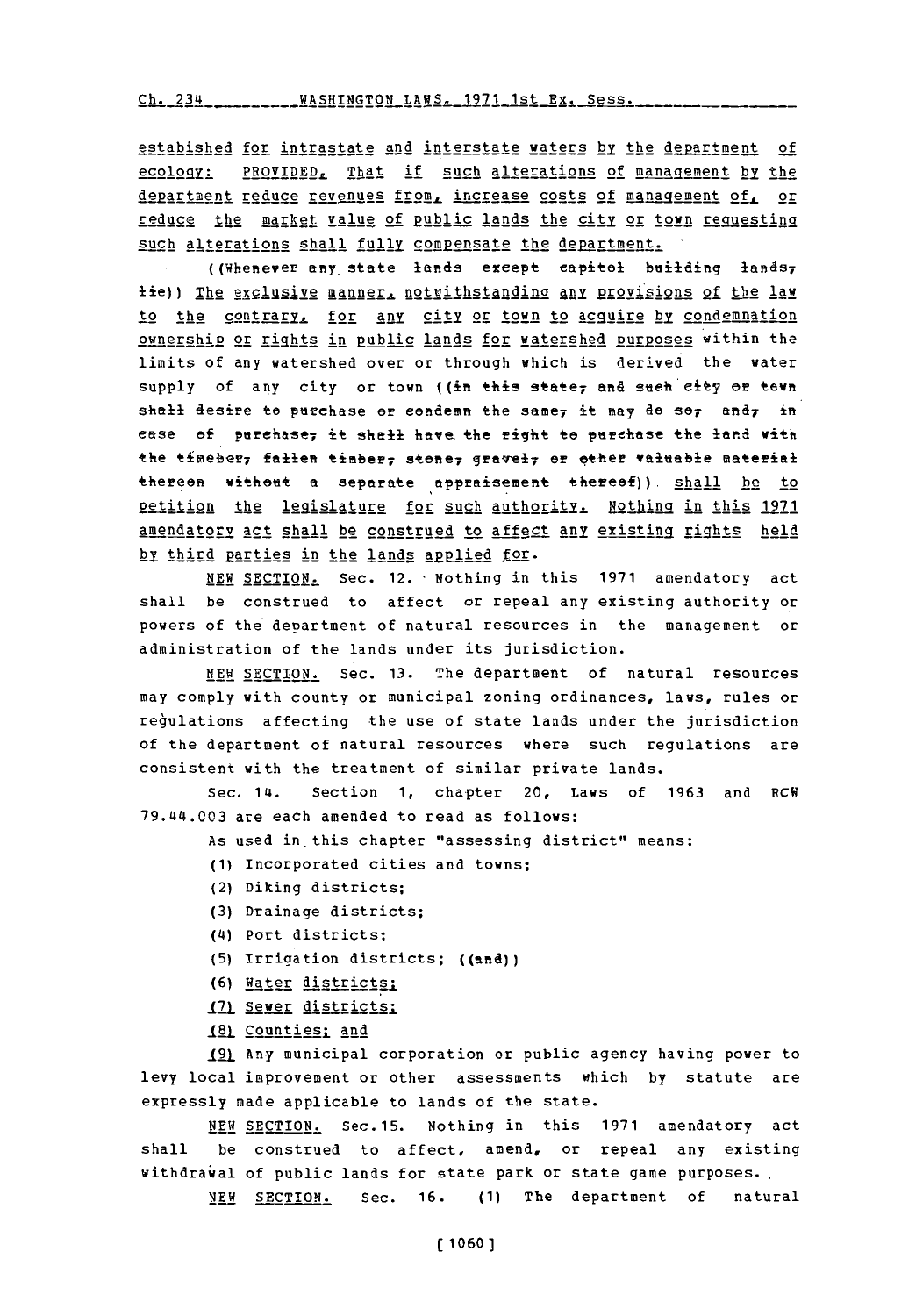estabished for intrastate and interstate waters by the department of ecology: PROVIDED, That if such alterations of management by the department reduce revenues from, increase costs of management of, or reduce the market value of public lands the city or town requesting such alterations shall fully compensate the department.

((Whenever any state lands except capitol building lands, lie)) The exclusive manner, notwithstanding any provisions of the law to the contrary, for any city or town to acquire by condemnation ownership or rights in public lands for watershed purposes within the limits of any watershed over or through which is derived the water supply of any city or town ((in this state, and such city or town shall desire to purchase or condemn the same, it may do so, and, in case of purchase, it shall have the right to purchase the land with the timber, fallen timber, stone, gravel, or other valuable material thereon without a separate appraisement thereof)) shall be to petition the legislature for such authority. Nothing in this 1971 amendatory act shall be construed to affect any existing rights held by third parties in the lands applied for.

NEW SECTION. Sec. 12. Nothing in this 1971 amendatory act shall be construed to affect or repeal any existing authority or powers of the department of natural resources in the management or administration of the lands under its jurisdiction.

NEW SECTION. Sec. 13. The department of natural resources may comply with county or municipal zoning ordinances, laws, rules or regulations affecting the use of state lands under the jurisdiction of the department of natural resources where such regulations are consistent with the treatment of similar private lands.

Sec. 14. Section 1, chapter 20, Laws of 1963 and RCW 79.44.003 are each amended to read as follows:

As used in this chapter "assessing district" means:

(1) Incorporated cities and towns;

(2) Diking districts;

(3) Drainage districts;

(4) Port districts;

(5) Irrigation districts; ((and))

(6) Water districts;

(7) Sewer districts;

(8) Counties; and

(9) Any municipal corporation or public agency having power to levy local improvement or other assessments which by statute are expressly made applicable to lands of the state.

NEW SECTION. Sec. 15. Nothing in this 1971 amendatory act shall be construed to affect, amend, or repeal any existing withdrawal of public lands for state park or state game purposes.

NEW SECTION. Sec. 16. (1) The department of natural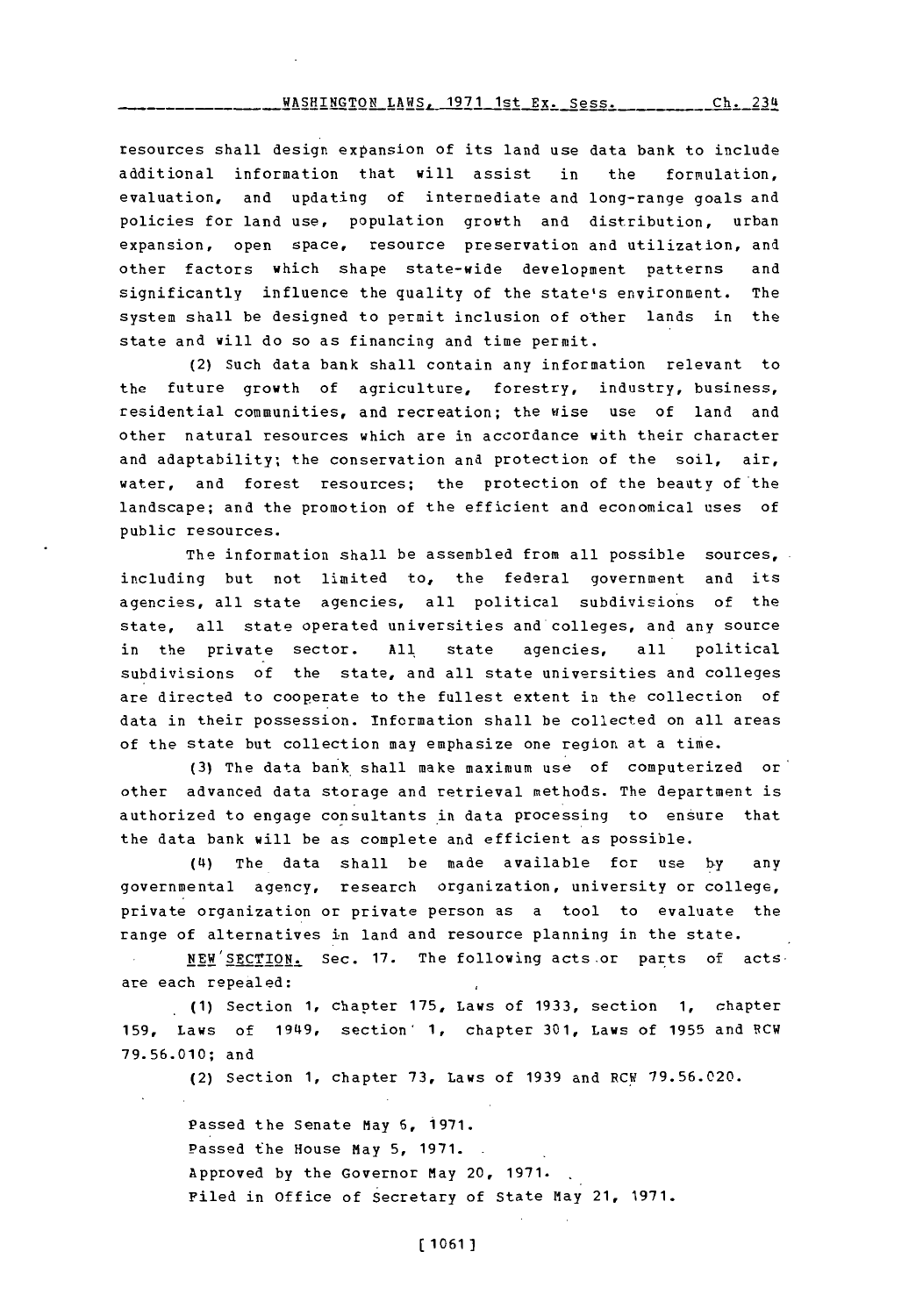resources shall design expansion of its land use data bank to include additional information that will assist in the formulation, evaluation, and updating of intermediate and long-range goals and policies for land use, population growth and distribution, urban expansion, open space, resource preservation and utilization, and other factors which shape state-wide development patterns and significantly influence the quality of the state's environment. The system shall be designed to permit inclusion of other lands in the state and will do so as financing and time permit.

(2) Such data bank shall contain any information relevant to the future growth of agriculture, forestry, industry, business, residential communities, and recreation; the wise use of land and other natural resources which are in accordance with their character and adaptability; the conservation and protection of the soil, air, water, and forest resources; the protection of the beauty of the landscape; and the promotion of the efficient and economical uses of public resources.

The information shall be assembled from all possible sources, including but not limited to, the federal government and its agencies, all state agencies, all political subdivisions of the state, all state operated universities and colleges, and any source in the private sector. All state agencies, all political subdivisions of the state, and all state universities and colleges are directed to cooperate to the fullest extent in the collection of data in their possession. Information shall be collected on all areas of the state but collection may emphasize one region at a time.

(3) The data bank shall make maximum use of computerized or other advanced data storage and retrieval methods. The department is authorized to engage consultants in data processing to ensure that the data bank will be as complete and efficient as possible.

(4) The data shall be made available for use by any governmental agency, research organization, university or college, private organization or private person as a tool to evaluate the range of alternatives in land and resource planning in the state.

NEW SECTION. Sec. 17. The following acts or parts of acts are each repealed:

(1) Section 1, chapter 175, Laws of 1933, section 1, chapter 159, Laws of 1949, section 1, chapter 301, Laws of 1955 and RCW 79.56.010; and

(2) Section 1, chapter 73, Laws of 1939 and RCW 79.56.020.

Passed the Senate May 6, 1971.
Passed the House May 5, 1971.
Approved by the Governor May 20, 1971.
Filed in Office of Secretary of State May 21, 1971.